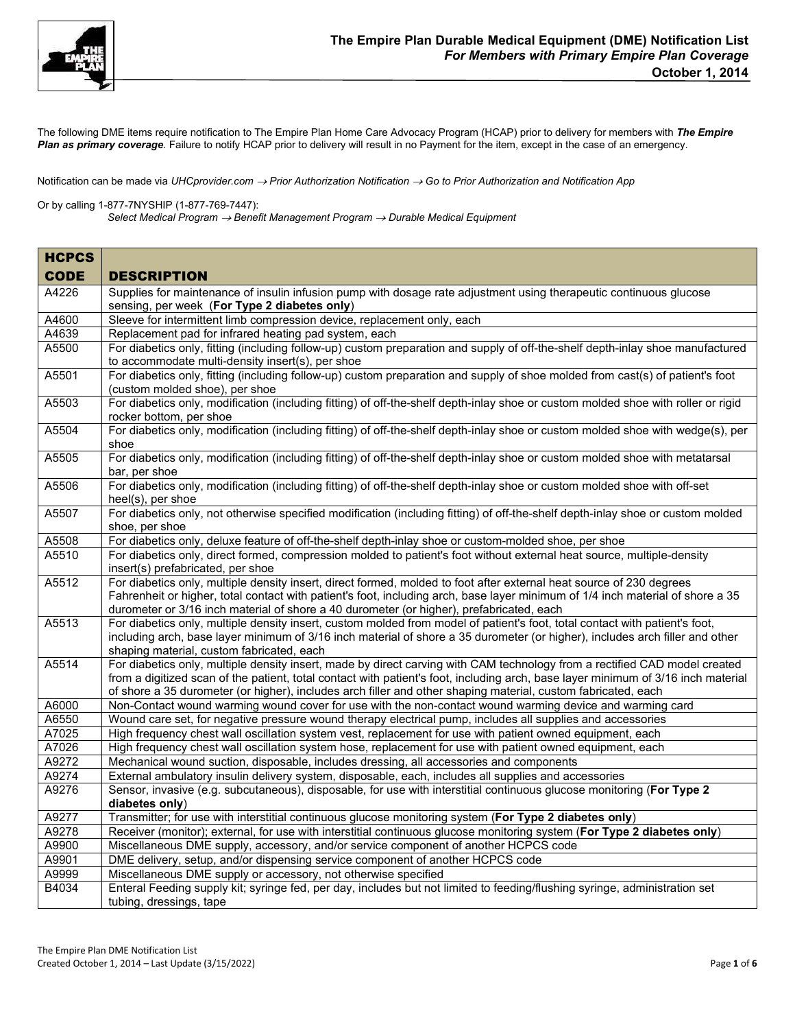# The Empire Plan Durable Medical Equipment (DME) Notification List

***For Members with Primary Empire Plan Coverage***

**October 1, 2014**

The following DME items require notification to The Empire Plan Home Care Advocacy Program (HCAP) prior to delivery for members with ***The Empire Plan as primary coverage***. Failure to notify HCAP prior to delivery will result in no Payment for the item, except in the case of an emergency.

Notification can be made via *UHCprovider.com → Prior Authorization Notification → Go to Prior Authorization and Notification App*

Or by calling 1-877-7NYSHIP (1-877-769-7447):
*Select Medical Program → Benefit Management Program → Durable Medical Equipment*

| HCPCS CODE | DESCRIPTION |
|---|---|
| A4226 | Supplies for maintenance of insulin infusion pump with dosage rate adjustment using therapeutic continuous glucose sensing, per week (**For Type 2 diabetes only**) |
| A4600 | Sleeve for intermittent limb compression device, replacement only, each |
| A4639 | Replacement pad for infrared heating pad system, each |
| A5500 | For diabetics only, fitting (including follow-up) custom preparation and supply of off-the-shelf depth-inlay shoe manufactured to accommodate multi-density insert(s), per shoe |
| A5501 | For diabetics only, fitting (including follow-up) custom preparation and supply of shoe molded from cast(s) of patient's foot (custom molded shoe), per shoe |
| A5503 | For diabetics only, modification (including fitting) of off-the-shelf depth-inlay shoe or custom molded shoe with roller or rigid rocker bottom, per shoe |
| A5504 | For diabetics only, modification (including fitting) of off-the-shelf depth-inlay shoe or custom molded shoe with wedge(s), per shoe |
| A5505 | For diabetics only, modification (including fitting) of off-the-shelf depth-inlay shoe or custom molded shoe with metatarsal bar, per shoe |
| A5506 | For diabetics only, modification (including fitting) of off-the-shelf depth-inlay shoe or custom molded shoe with off-set heel(s), per shoe |
| A5507 | For diabetics only, not otherwise specified modification (including fitting) of off-the-shelf depth-inlay shoe or custom molded shoe, per shoe |
| A5508 | For diabetics only, deluxe feature of off-the-shelf depth-inlay shoe or custom-molded shoe, per shoe |
| A5510 | For diabetics only, direct formed, compression molded to patient's foot without external heat source, multiple-density insert(s) prefabricated, per shoe |
| A5512 | For diabetics only, multiple density insert, direct formed, molded to foot after external heat source of 230 degrees Fahrenheit or higher, total contact with patient's foot, including arch, base layer minimum of 1/4 inch material of shore a 35 durometer or 3/16 inch material of shore a 40 durometer (or higher), prefabricated, each |
| A5513 | For diabetics only, multiple density insert, custom molded from model of patient's foot, total contact with patient's foot, including arch, base layer minimum of 3/16 inch material of shore a 35 durometer (or higher), includes arch filler and other shaping material, custom fabricated, each |
| A5514 | For diabetics only, multiple density insert, made by direct carving with CAM technology from a rectified CAD model created from a digitized scan of the patient, total contact with patient's foot, including arch, base layer minimum of 3/16 inch material of shore a 35 durometer (or higher), includes arch filler and other shaping material, custom fabricated, each |
| A6000 | Non-Contact wound warming wound cover for use with the non-contact wound warming device and warming card |
| A6550 | Wound care set, for negative pressure wound therapy electrical pump, includes all supplies and accessories |
| A7025 | High frequency chest wall oscillation system vest, replacement for use with patient owned equipment, each |
| A7026 | High frequency chest wall oscillation system hose, replacement for use with patient owned equipment, each |
| A9272 | Mechanical wound suction, disposable, includes dressing, all accessories and components |
| A9274 | External ambulatory insulin delivery system, disposable, each, includes all supplies and accessories |
| A9276 | Sensor, invasive (e.g. subcutaneous), disposable, for use with interstitial continuous glucose monitoring (**For Type 2 diabetes only**) |
| A9277 | Transmitter; for use with interstitial continuous glucose monitoring system (**For Type 2 diabetes only**) |
| A9278 | Receiver (monitor); external, for use with interstitial continuous glucose monitoring system (**For Type 2 diabetes only**) |
| A9900 | Miscellaneous DME supply, accessory, and/or service component of another HCPCS code |
| A9901 | DME delivery, setup, and/or dispensing service component of another HCPCS code |
| A9999 | Miscellaneous DME supply or accessory, not otherwise specified |
| B4034 | Enteral Feeding supply kit; syringe fed, per day, includes but not limited to feeding/flushing syringe, administration set tubing, dressings, tape |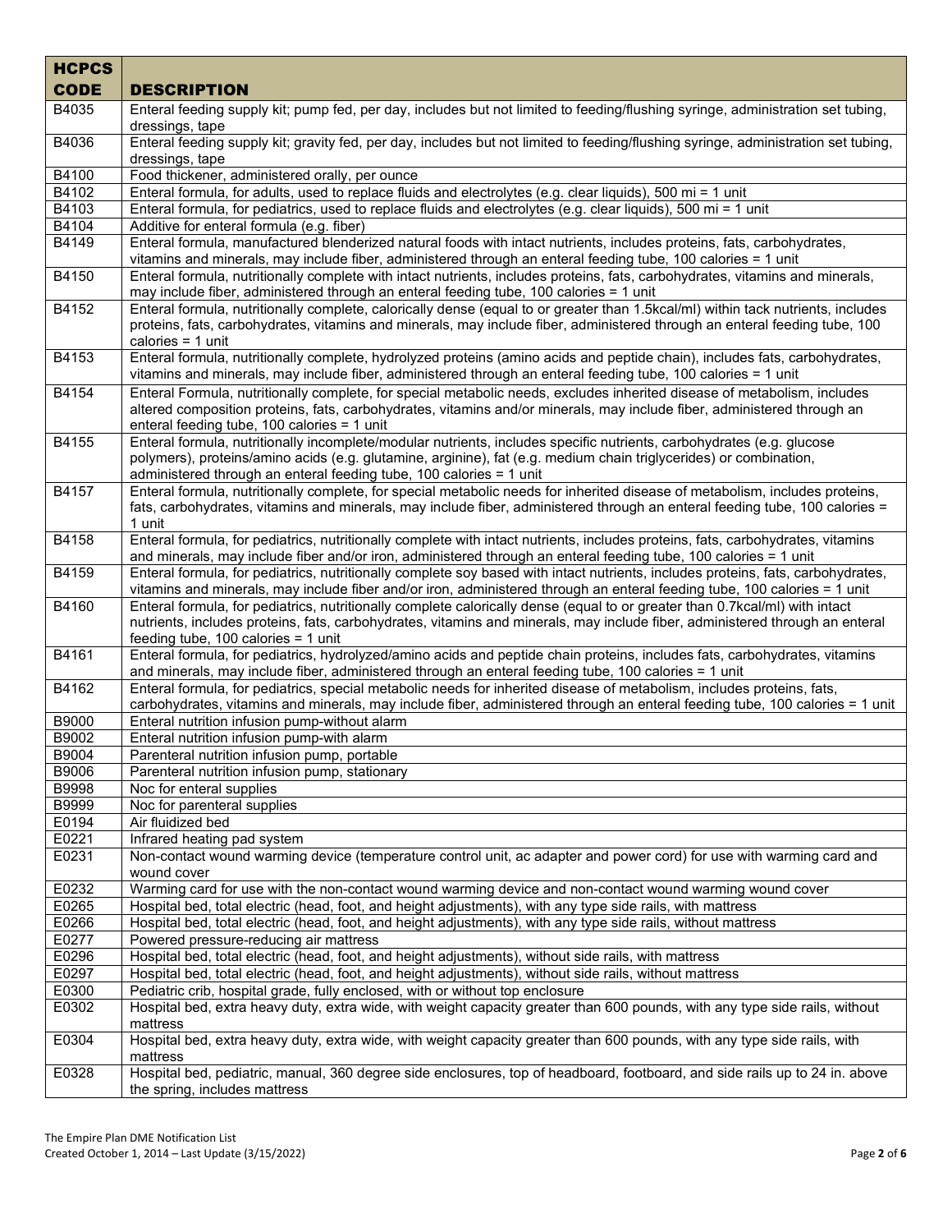| HCPCS CODE | DESCRIPTION |
|---|---|
| B4035 | Enteral feeding supply kit; pump fed, per day, includes but not limited to feeding/flushing syringe, administration set tubing, dressings, tape |
| B4036 | Enteral feeding supply kit; gravity fed, per day, includes but not limited to feeding/flushing syringe, administration set tubing, dressings, tape |
| B4100 | Food thickener, administered orally, per ounce |
| B4102 | Enteral formula, for adults, used to replace fluids and electrolytes (e.g. clear liquids), 500 mi = 1 unit |
| B4103 | Enteral formula, for pediatrics, used to replace fluids and electrolytes (e.g. clear liquids), 500 mi = 1 unit |
| B4104 | Additive for enteral formula (e.g. fiber) |
| B4149 | Enteral formula, manufactured blenderized natural foods with intact nutrients, includes proteins, fats, carbohydrates, vitamins and minerals, may include fiber, administered through an enteral feeding tube, 100 calories = 1 unit |
| B4150 | Enteral formula, nutritionally complete with intact nutrients, includes proteins, fats, carbohydrates, vitamins and minerals, may include fiber, administered through an enteral feeding tube, 100 calories = 1 unit |
| B4152 | Enteral formula, nutritionally complete, calorically dense (equal to or greater than 1.5kcal/ml) within tack nutrients, includes proteins, fats, carbohydrates, vitamins and minerals, may include fiber, administered through an enteral feeding tube, 100 calories = 1 unit |
| B4153 | Enteral formula, nutritionally complete, hydrolyzed proteins (amino acids and peptide chain), includes fats, carbohydrates, vitamins and minerals, may include fiber, administered through an enteral feeding tube, 100 calories = 1 unit |
| B4154 | Enteral Formula, nutritionally complete, for special metabolic needs, excludes inherited disease of metabolism, includes altered composition proteins, fats, carbohydrates, vitamins and/or minerals, may include fiber, administered through an enteral feeding tube, 100 calories = 1 unit |
| B4155 | Enteral formula, nutritionally incomplete/modular nutrients, includes specific nutrients, carbohydrates (e.g. glucose polymers), proteins/amino acids (e.g. glutamine, arginine), fat (e.g. medium chain triglycerides) or combination, administered through an enteral feeding tube, 100 calories = 1 unit |
| B4157 | Enteral formula, nutritionally complete, for special metabolic needs for inherited disease of metabolism, includes proteins, fats, carbohydrates, vitamins and minerals, may include fiber, administered through an enteral feeding tube, 100 calories = 1 unit |
| B4158 | Enteral formula, for pediatrics, nutritionally complete with intact nutrients, includes proteins, fats, carbohydrates, vitamins and minerals, may include fiber and/or iron, administered through an enteral feeding tube, 100 calories = 1 unit |
| B4159 | Enteral formula, for pediatrics, nutritionally complete soy based with intact nutrients, includes proteins, fats, carbohydrates, vitamins and minerals, may include fiber and/or iron, administered through an enteral feeding tube, 100 calories = 1 unit |
| B4160 | Enteral formula, for pediatrics, nutritionally complete calorically dense (equal to or greater than 0.7kcal/ml) with intact nutrients, includes proteins, fats, carbohydrates, vitamins and minerals, may include fiber, administered through an enteral feeding tube, 100 calories = 1 unit |
| B4161 | Enteral formula, for pediatrics, hydrolyzed/amino acids and peptide chain proteins, includes fats, carbohydrates, vitamins and minerals, may include fiber, administered through an enteral feeding tube, 100 calories = 1 unit |
| B4162 | Enteral formula, for pediatrics, special metabolic needs for inherited disease of metabolism, includes proteins, fats, carbohydrates, vitamins and minerals, may include fiber, administered through an enteral feeding tube, 100 calories = 1 unit |
| B9000 | Enteral nutrition infusion pump-without alarm |
| B9002 | Enteral nutrition infusion pump-with alarm |
| B9004 | Parenteral nutrition infusion pump, portable |
| B9006 | Parenteral nutrition infusion pump, stationary |
| B9998 | Noc for enteral supplies |
| B9999 | Noc for parenteral supplies |
| E0194 | Air fluidized bed |
| E0221 | Infrared heating pad system |
| E0231 | Non-contact wound warming device (temperature control unit, ac adapter and power cord) for use with warming card and wound cover |
| E0232 | Warming card for use with the non-contact wound warming device and non-contact wound warming wound cover |
| E0265 | Hospital bed, total electric (head, foot, and height adjustments), with any type side rails, with mattress |
| E0266 | Hospital bed, total electric (head, foot, and height adjustments), with any type side rails, without mattress |
| E0277 | Powered pressure-reducing air mattress |
| E0296 | Hospital bed, total electric (head, foot, and height adjustments), without side rails, with mattress |
| E0297 | Hospital bed, total electric (head, foot, and height adjustments), without side rails, without mattress |
| E0300 | Pediatric crib, hospital grade, fully enclosed, with or without top enclosure |
| E0302 | Hospital bed, extra heavy duty, extra wide, with weight capacity greater than 600 pounds, with any type side rails, without mattress |
| E0304 | Hospital bed, extra heavy duty, extra wide, with weight capacity greater than 600 pounds, with any type side rails, with mattress |
| E0328 | Hospital bed, pediatric, manual, 360 degree side enclosures, top of headboard, footboard, and side rails up to 24 in. above the spring, includes mattress |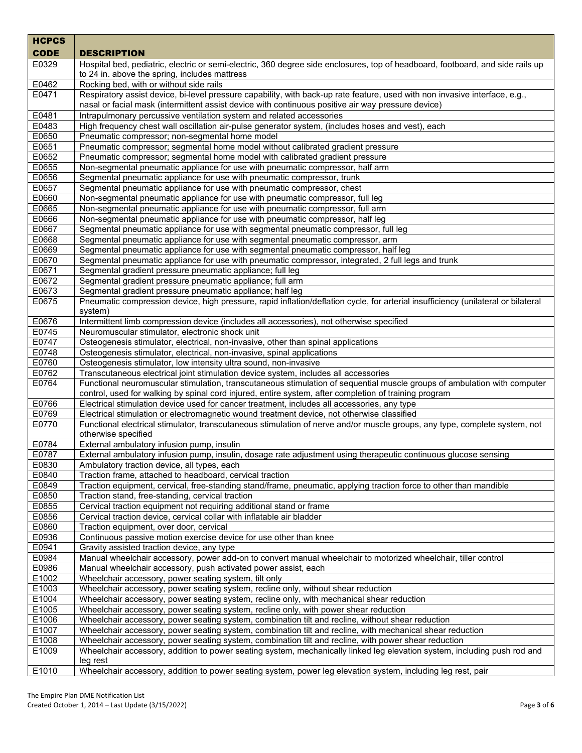| HCPCS CODE | DESCRIPTION |
|---|---|
| E0329 | Hospital bed, pediatric, electric or semi-electric, 360 degree side enclosures, top of headboard, footboard, and side rails up to 24 in. above the spring, includes mattress |
| E0462 | Rocking bed, with or without side rails |
| E0471 | Respiratory assist device, bi-level pressure capability, with back-up rate feature, used with non invasive interface, e.g., nasal or facial mask (intermittent assist device with continuous positive air way pressure device) |
| E0481 | Intrapulmonary percussive ventilation system and related accessories |
| E0483 | High frequency chest wall oscillation air-pulse generator system, (includes hoses and vest), each |
| E0650 | Pneumatic compressor; non-segmental home model |
| E0651 | Pneumatic compressor; segmental home model without calibrated gradient pressure |
| E0652 | Pneumatic compressor; segmental home model with calibrated gradient pressure |
| E0655 | Non-segmental pneumatic appliance for use with pneumatic compressor, half arm |
| E0656 | Segmental pneumatic appliance for use with pneumatic compressor, trunk |
| E0657 | Segmental pneumatic appliance for use with pneumatic compressor, chest |
| E0660 | Non-segmental pneumatic appliance for use with pneumatic compressor, full leg |
| E0665 | Non-segmental pneumatic appliance for use with pneumatic compressor, full arm |
| E0666 | Non-segmental pneumatic appliance for use with pneumatic compressor, half leg |
| E0667 | Segmental pneumatic appliance for use with segmental pneumatic compressor, full leg |
| E0668 | Segmental pneumatic appliance for use with segmental pneumatic compressor, arm |
| E0669 | Segmental pneumatic appliance for use with segmental pneumatic compressor, half leg |
| E0670 | Segmental pneumatic appliance for use with pneumatic compressor, integrated, 2 full legs and trunk |
| E0671 | Segmental gradient pressure pneumatic appliance; full leg |
| E0672 | Segmental gradient pressure pneumatic appliance; full arm |
| E0673 | Segmental gradient pressure pneumatic appliance; half leg |
| E0675 | Pneumatic compression device, high pressure, rapid inflation/deflation cycle, for arterial insufficiency (unilateral or bilateral system) |
| E0676 | Intermittent limb compression device (includes all accessories), not otherwise specified |
| E0745 | Neuromuscular stimulator, electronic shock unit |
| E0747 | Osteogenesis stimulator, electrical, non-invasive, other than spinal applications |
| E0748 | Osteogenesis stimulator, electrical, non-invasive, spinal applications |
| E0760 | Osteogenesis stimulator, low intensity ultra sound, non-invasive |
| E0762 | Transcutaneous electrical joint stimulation device system, includes all accessories |
| E0764 | Functional neuromuscular stimulation, transcutaneous stimulation of sequential muscle groups of ambulation with computer control, used for walking by spinal cord injured, entire system, after completion of training program |
| E0766 | Electrical stimulation device used for cancer treatment, includes all accessories, any type |
| E0769 | Electrical stimulation or electromagnetic wound treatment device, not otherwise classified |
| E0770 | Functional electrical stimulator, transcutaneous stimulation of nerve and/or muscle groups, any type, complete system, not otherwise specified |
| E0784 | External ambulatory infusion pump, insulin |
| E0787 | External ambulatory infusion pump, insulin, dosage rate adjustment using therapeutic continuous glucose sensing |
| E0830 | Ambulatory traction device, all types, each |
| E0840 | Traction frame, attached to headboard, cervical traction |
| E0849 | Traction equipment, cervical, free-standing stand/frame, pneumatic, applying traction force to other than mandible |
| E0850 | Traction stand, free-standing, cervical traction |
| E0855 | Cervical traction equipment not requiring additional stand or frame |
| E0856 | Cervical traction device, cervical collar with inflatable air bladder |
| E0860 | Traction equipment, over door, cervical |
| E0936 | Continuous passive motion exercise device for use other than knee |
| E0941 | Gravity assisted traction device, any type |
| E0984 | Manual wheelchair accessory, power add-on to convert manual wheelchair to motorized wheelchair, tiller control |
| E0986 | Manual wheelchair accessory, push activated power assist, each |
| E1002 | Wheelchair accessory, power seating system, tilt only |
| E1003 | Wheelchair accessory, power seating system, recline only, without shear reduction |
| E1004 | Wheelchair accessory, power seating system, recline only, with mechanical shear reduction |
| E1005 | Wheelchair accessory, power seating system, recline only, with power shear reduction |
| E1006 | Wheelchair accessory, power seating system, combination tilt and recline, without shear reduction |
| E1007 | Wheelchair accessory, power seating system, combination tilt and recline, with mechanical shear reduction |
| E1008 | Wheelchair accessory, power seating system, combination tilt and recline, with power shear reduction |
| E1009 | Wheelchair accessory, addition to power seating system, mechanically linked leg elevation system, including push rod and leg rest |
| E1010 | Wheelchair accessory, addition to power seating system, power leg elevation system, including leg rest, pair |

The Empire Plan DME Notification List
Created October 1, 2014 – Last Update (3/15/2022)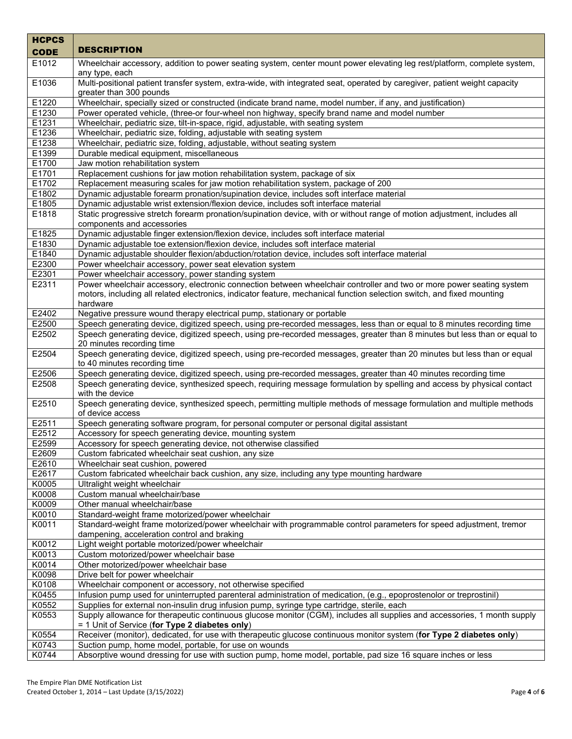| HCPCS CODE | DESCRIPTION |
| --- | --- |
| E1012 | Wheelchair accessory, addition to power seating system, center mount power elevating leg rest/platform, complete system, any type, each |
| E1036 | Multi-positional patient transfer system, extra-wide, with integrated seat, operated by caregiver, patient weight capacity greater than 300 pounds |
| E1220 | Wheelchair, specially sized or constructed (indicate brand name, model number, if any, and justification) |
| E1230 | Power operated vehicle, (three-or four-wheel non highway, specify brand name and model number |
| E1231 | Wheelchair, pediatric size, tilt-in-space, rigid, adjustable, with seating system |
| E1236 | Wheelchair, pediatric size, folding, adjustable with seating system |
| E1238 | Wheelchair, pediatric size, folding, adjustable, without seating system |
| E1399 | Durable medical equipment, miscellaneous |
| E1700 | Jaw motion rehabilitation system |
| E1701 | Replacement cushions for jaw motion rehabilitation system, package of six |
| E1702 | Replacement measuring scales for jaw motion rehabilitation system, package of 200 |
| E1802 | Dynamic adjustable forearm pronation/supination device, includes soft interface material |
| E1805 | Dynamic adjustable wrist extension/flexion device, includes soft interface material |
| E1818 | Static progressive stretch forearm pronation/supination device, with or without range of motion adjustment, includes all components and accessories |
| E1825 | Dynamic adjustable finger extension/flexion device, includes soft interface material |
| E1830 | Dynamic adjustable toe extension/flexion device, includes soft interface material |
| E1840 | Dynamic adjustable shoulder flexion/abduction/rotation device, includes soft interface material |
| E2300 | Power wheelchair accessory, power seat elevation system |
| E2301 | Power wheelchair accessory, power standing system |
| E2311 | Power wheelchair accessory, electronic connection between wheelchair controller and two or more power seating system motors, including all related electronics, indicator feature, mechanical function selection switch, and fixed mounting hardware |
| E2402 | Negative pressure wound therapy electrical pump, stationary or portable |
| E2500 | Speech generating device, digitized speech, using pre-recorded messages, less than or equal to 8 minutes recording time |
| E2502 | Speech generating device, digitized speech, using pre-recorded messages, greater than 8 minutes but less than or equal to 20 minutes recording time |
| E2504 | Speech generating device, digitized speech, using pre-recorded messages, greater than 20 minutes but less than or equal to 40 minutes recording time |
| E2506 | Speech generating device, digitized speech, using pre-recorded messages, greater than 40 minutes recording time |
| E2508 | Speech generating device, synthesized speech, requiring message formulation by spelling and access by physical contact with the device |
| E2510 | Speech generating device, synthesized speech, permitting multiple methods of message formulation and multiple methods of device access |
| E2511 | Speech generating software program, for personal computer or personal digital assistant |
| E2512 | Accessory for speech generating device, mounting system |
| E2599 | Accessory for speech generating device, not otherwise classified |
| E2609 | Custom fabricated wheelchair seat cushion, any size |
| E2610 | Wheelchair seat cushion, powered |
| E2617 | Custom fabricated wheelchair back cushion, any size, including any type mounting hardware |
| K0005 | Ultralight weight wheelchair |
| K0008 | Custom manual wheelchair/base |
| K0009 | Other manual wheelchair/base |
| K0010 | Standard-weight frame motorized/power wheelchair |
| K0011 | Standard-weight frame motorized/power wheelchair with programmable control parameters for speed adjustment, tremor dampening, acceleration control and braking |
| K0012 | Light weight portable motorized/power wheelchair |
| K0013 | Custom motorized/power wheelchair base |
| K0014 | Other motorized/power wheelchair base |
| K0098 | Drive belt for power wheelchair |
| K0108 | Wheelchair component or accessory, not otherwise specified |
| K0455 | Infusion pump used for uninterrupted parenteral administration of medication, (e.g., epoprostenolor or treprostinil) |
| K0552 | Supplies for external non-insulin drug infusion pump, syringe type cartridge, sterile, each |
| K0553 | Supply allowance for therapeutic continuous glucose monitor (CGM), includes all supplies and accessories, 1 month supply = 1 Unit of Service (**for Type 2 diabetes only**) |
| K0554 | Receiver (monitor), dedicated, for use with therapeutic glucose continuous monitor system (**for Type 2 diabetes only**) |
| K0743 | Suction pump, home model, portable, for use on wounds |
| K0744 | Absorptive wound dressing for use with suction pump, home model, portable, pad size 16 square inches or less |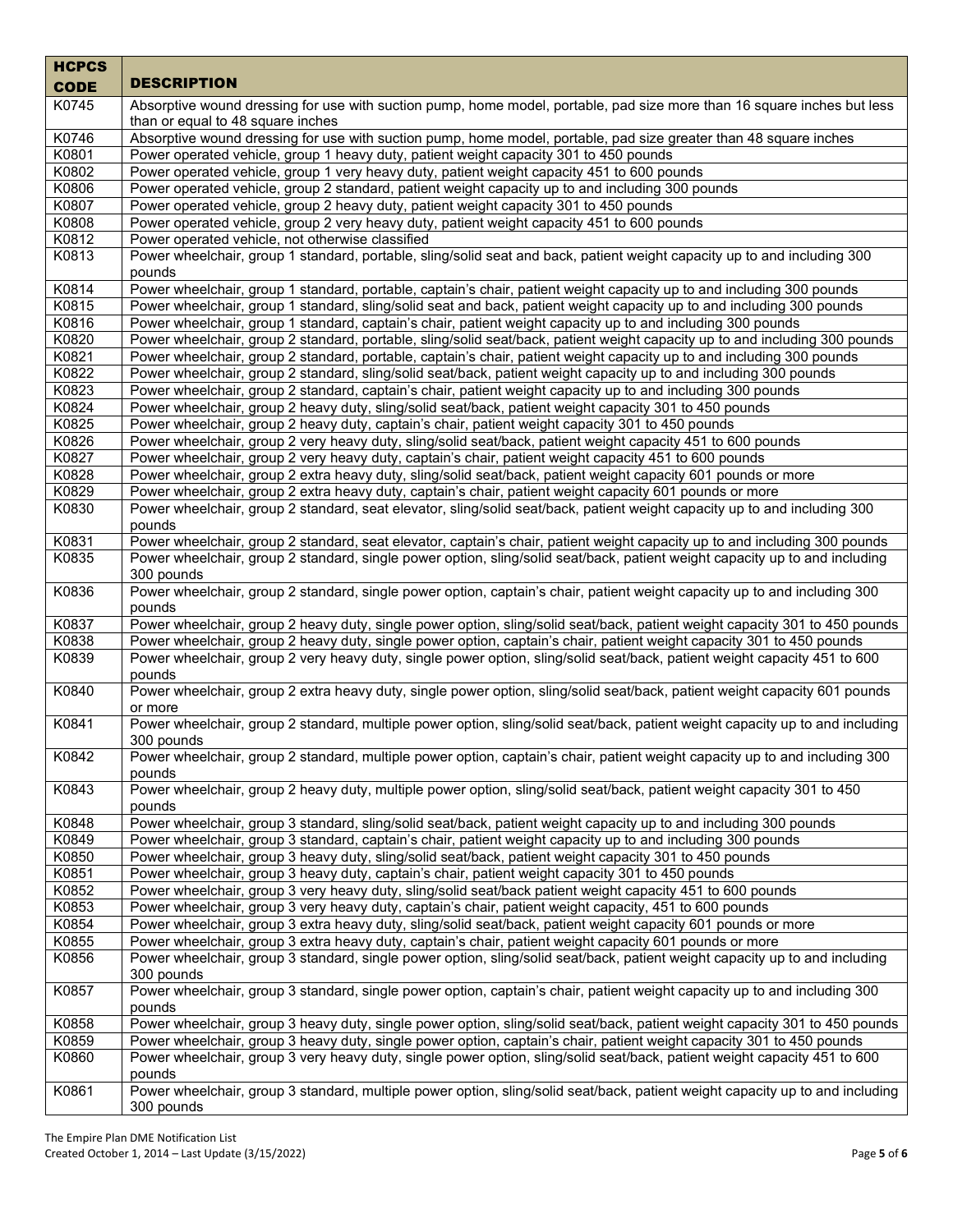| HCPCS CODE | DESCRIPTION |
|---|---|
| K0745 | Absorptive wound dressing for use with suction pump, home model, portable, pad size more than 16 square inches but less than or equal to 48 square inches |
| K0746 | Absorptive wound dressing for use with suction pump, home model, portable, pad size greater than 48 square inches |
| K0801 | Power operated vehicle, group 1 heavy duty, patient weight capacity 301 to 450 pounds |
| K0802 | Power operated vehicle, group 1 very heavy duty, patient weight capacity 451 to 600 pounds |
| K0806 | Power operated vehicle, group 2 standard, patient weight capacity up to and including 300 pounds |
| K0807 | Power operated vehicle, group 2 heavy duty, patient weight capacity 301 to 450 pounds |
| K0808 | Power operated vehicle, group 2 very heavy duty, patient weight capacity 451 to 600 pounds |
| K0812 | Power operated vehicle, not otherwise classified |
| K0813 | Power wheelchair, group 1 standard, portable, sling/solid seat and back, patient weight capacity up to and including 300 pounds |
| K0814 | Power wheelchair, group 1 standard, portable, captain's chair, patient weight capacity up to and including 300 pounds |
| K0815 | Power wheelchair, group 1 standard, sling/solid seat and back, patient weight capacity up to and including 300 pounds |
| K0816 | Power wheelchair, group 1 standard, captain's chair, patient weight capacity up to and including 300 pounds |
| K0820 | Power wheelchair, group 2 standard, portable, sling/solid seat/back, patient weight capacity up to and including 300 pounds |
| K0821 | Power wheelchair, group 2 standard, portable, captain's chair, patient weight capacity up to and including 300 pounds |
| K0822 | Power wheelchair, group 2 standard, sling/solid seat/back, patient weight capacity up to and including 300 pounds |
| K0823 | Power wheelchair, group 2 standard, captain's chair, patient weight capacity up to and including 300 pounds |
| K0824 | Power wheelchair, group 2 heavy duty, sling/solid seat/back, patient weight capacity 301 to 450 pounds |
| K0825 | Power wheelchair, group 2 heavy duty, captain's chair, patient weight capacity 301 to 450 pounds |
| K0826 | Power wheelchair, group 2 very heavy duty, sling/solid seat/back, patient weight capacity 451 to 600 pounds |
| K0827 | Power wheelchair, group 2 very heavy duty, captain's chair, patient weight capacity 451 to 600 pounds |
| K0828 | Power wheelchair, group 2 extra heavy duty, sling/solid seat/back, patient weight capacity 601 pounds or more |
| K0829 | Power wheelchair, group 2 extra heavy duty, captain's chair, patient weight capacity 601 pounds or more |
| K0830 | Power wheelchair, group 2 standard, seat elevator, sling/solid seat/back, patient weight capacity up to and including 300 pounds |
| K0831 | Power wheelchair, group 2 standard, seat elevator, captain's chair, patient weight capacity up to and including 300 pounds |
| K0835 | Power wheelchair, group 2 standard, single power option, sling/solid seat/back, patient weight capacity up to and including 300 pounds |
| K0836 | Power wheelchair, group 2 standard, single power option, captain's chair, patient weight capacity up to and including 300 pounds |
| K0837 | Power wheelchair, group 2 heavy duty, single power option, sling/solid seat/back, patient weight capacity 301 to 450 pounds |
| K0838 | Power wheelchair, group 2 heavy duty, single power option, captain's chair, patient weight capacity 301 to 450 pounds |
| K0839 | Power wheelchair, group 2 very heavy duty, single power option, sling/solid seat/back, patient weight capacity 451 to 600 pounds |
| K0840 | Power wheelchair, group 2 extra heavy duty, single power option, sling/solid seat/back, patient weight capacity 601 pounds or more |
| K0841 | Power wheelchair, group 2 standard, multiple power option, sling/solid seat/back, patient weight capacity up to and including 300 pounds |
| K0842 | Power wheelchair, group 2 standard, multiple power option, captain's chair, patient weight capacity up to and including 300 pounds |
| K0843 | Power wheelchair, group 2 heavy duty, multiple power option, sling/solid seat/back, patient weight capacity 301 to 450 pounds |
| K0848 | Power wheelchair, group 3 standard, sling/solid seat/back, patient weight capacity up to and including 300 pounds |
| K0849 | Power wheelchair, group 3 standard, captain's chair, patient weight capacity up to and including 300 pounds |
| K0850 | Power wheelchair, group 3 heavy duty, sling/solid seat/back, patient weight capacity 301 to 450 pounds |
| K0851 | Power wheelchair, group 3 heavy duty, captain's chair, patient weight capacity 301 to 450 pounds |
| K0852 | Power wheelchair, group 3 very heavy duty, sling/solid seat/back patient weight capacity 451 to 600 pounds |
| K0853 | Power wheelchair, group 3 very heavy duty, captain's chair, patient weight capacity, 451 to 600 pounds |
| K0854 | Power wheelchair, group 3 extra heavy duty, sling/solid seat/back, patient weight capacity 601 pounds or more |
| K0855 | Power wheelchair, group 3 extra heavy duty, captain's chair, patient weight capacity 601 pounds or more |
| K0856 | Power wheelchair, group 3 standard, single power option, sling/solid seat/back, patient weight capacity up to and including 300 pounds |
| K0857 | Power wheelchair, group 3 standard, single power option, captain's chair, patient weight capacity up to and including 300 pounds |
| K0858 | Power wheelchair, group 3 heavy duty, single power option, sling/solid seat/back, patient weight capacity 301 to 450 pounds |
| K0859 | Power wheelchair, group 3 heavy duty, single power option, captain's chair, patient weight capacity 301 to 450 pounds |
| K0860 | Power wheelchair, group 3 very heavy duty, single power option, sling/solid seat/back, patient weight capacity 451 to 600 pounds |
| K0861 | Power wheelchair, group 3 standard, multiple power option, sling/solid seat/back, patient weight capacity up to and including 300 pounds |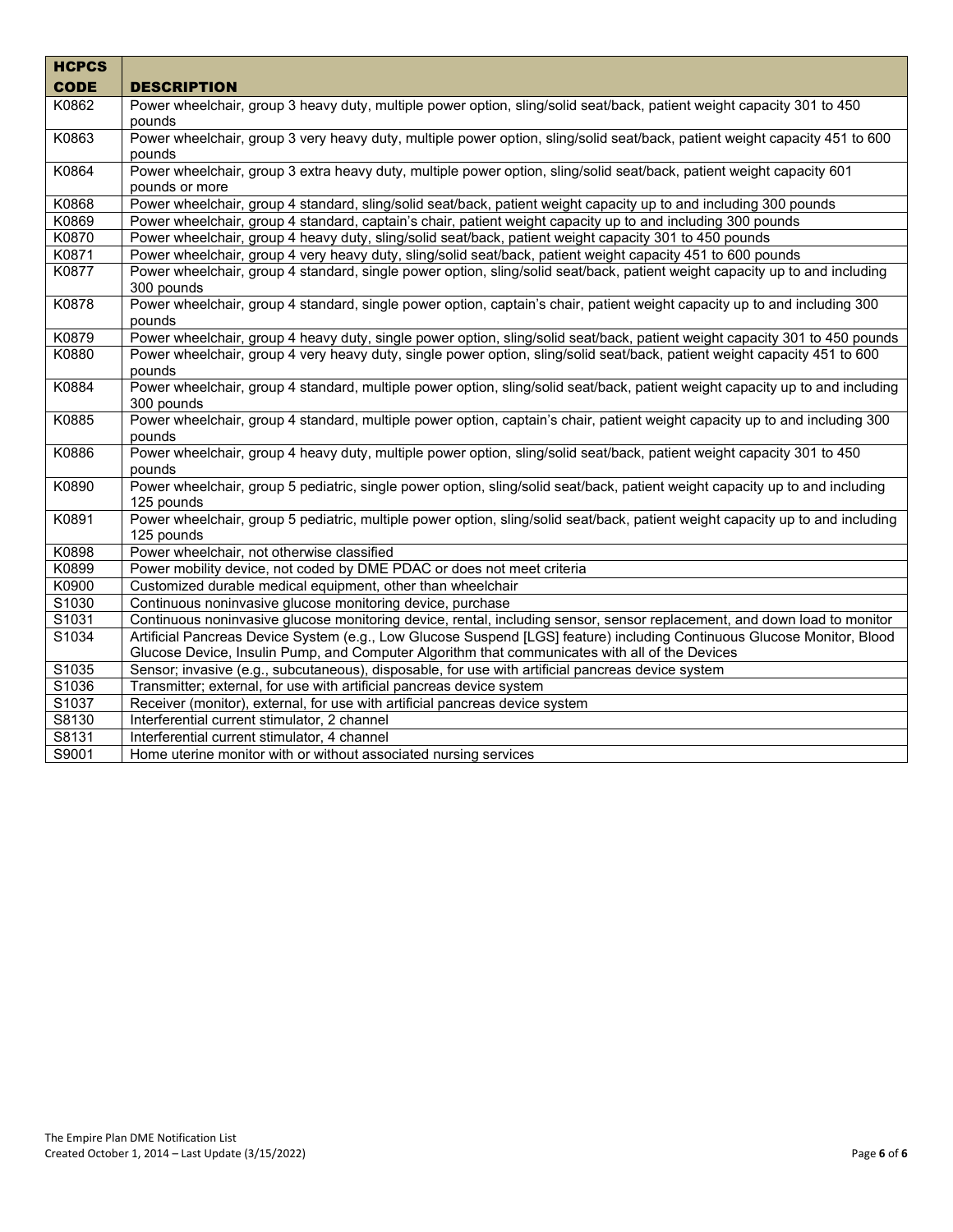| HCPCS CODE | DESCRIPTION |
|---|---|
| K0862 | Power wheelchair, group 3 heavy duty, multiple power option, sling/solid seat/back, patient weight capacity 301 to 450 pounds |
| K0863 | Power wheelchair, group 3 very heavy duty, multiple power option, sling/solid seat/back, patient weight capacity 451 to 600 pounds |
| K0864 | Power wheelchair, group 3 extra heavy duty, multiple power option, sling/solid seat/back, patient weight capacity 601 pounds or more |
| K0868 | Power wheelchair, group 4 standard, sling/solid seat/back, patient weight capacity up to and including 300 pounds |
| K0869 | Power wheelchair, group 4 standard, captain's chair, patient weight capacity up to and including 300 pounds |
| K0870 | Power wheelchair, group 4 heavy duty, sling/solid seat/back, patient weight capacity 301 to 450 pounds |
| K0871 | Power wheelchair, group 4 very heavy duty, sling/solid seat/back, patient weight capacity 451 to 600 pounds |
| K0877 | Power wheelchair, group 4 standard, single power option, sling/solid seat/back, patient weight capacity up to and including 300 pounds |
| K0878 | Power wheelchair, group 4 standard, single power option, captain's chair, patient weight capacity up to and including 300 pounds |
| K0879 | Power wheelchair, group 4 heavy duty, single power option, sling/solid seat/back, patient weight capacity 301 to 450 pounds |
| K0880 | Power wheelchair, group 4 very heavy duty, single power option, sling/solid seat/back, patient weight capacity 451 to 600 pounds |
| K0884 | Power wheelchair, group 4 standard, multiple power option, sling/solid seat/back, patient weight capacity up to and including 300 pounds |
| K0885 | Power wheelchair, group 4 standard, multiple power option, captain's chair, patient weight capacity up to and including 300 pounds |
| K0886 | Power wheelchair, group 4 heavy duty, multiple power option, sling/solid seat/back, patient weight capacity 301 to 450 pounds |
| K0890 | Power wheelchair, group 5 pediatric, single power option, sling/solid seat/back, patient weight capacity up to and including 125 pounds |
| K0891 | Power wheelchair, group 5 pediatric, multiple power option, sling/solid seat/back, patient weight capacity up to and including 125 pounds |
| K0898 | Power wheelchair, not otherwise classified |
| K0899 | Power mobility device, not coded by DME PDAC or does not meet criteria |
| K0900 | Customized durable medical equipment, other than wheelchair |
| S1030 | Continuous noninvasive glucose monitoring device, purchase |
| S1031 | Continuous noninvasive glucose monitoring device, rental, including sensor, sensor replacement, and down load to monitor |
| S1034 | Artificial Pancreas Device System (e.g., Low Glucose Suspend [LGS] feature) including Continuous Glucose Monitor, Blood Glucose Device, Insulin Pump, and Computer Algorithm that communicates with all of the Devices |
| S1035 | Sensor; invasive (e.g., subcutaneous), disposable, for use with artificial pancreas device system |
| S1036 | Transmitter; external, for use with artificial pancreas device system |
| S1037 | Receiver (monitor), external, for use with artificial pancreas device system |
| S8130 | Interferential current stimulator, 2 channel |
| S8131 | Interferential current stimulator, 4 channel |
| S9001 | Home uterine monitor with or without associated nursing services |